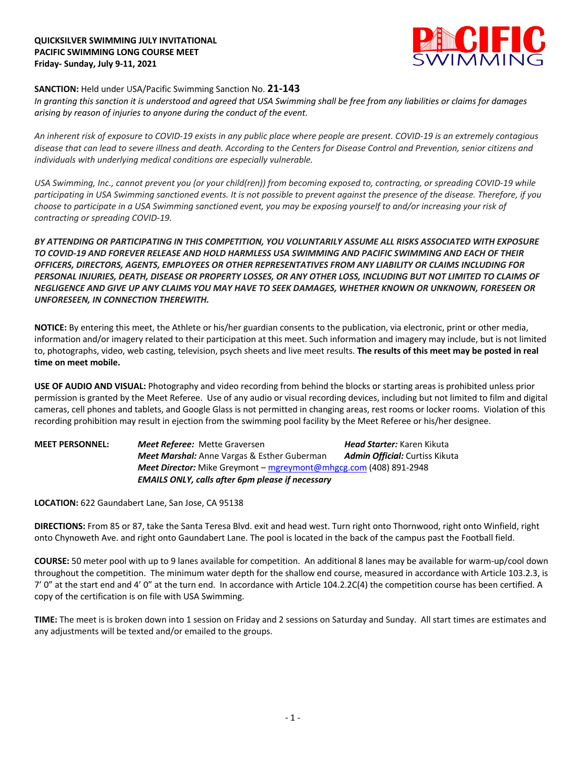**QUICKSILVER SWIMMING JULY INVITATIONAL**
**PACIFIC SWIMMING LONG COURSE MEET**
**Friday- Sunday, July 9-11, 2021**

PACIFIC SWIMMING

**SANCTION:** Held under USA/Pacific Swimming Sanction No. **21-143**

*In granting this sanction it is understood and agreed that USA Swimming shall be free from any liabilities or claims for damages arising by reason of injuries to anyone during the conduct of the event.*

*An inherent risk of exposure to COVID-19 exists in any public place where people are present. COVID-19 is an extremely contagious disease that can lead to severe illness and death. According to the Centers for Disease Control and Prevention, senior citizens and individuals with underlying medical conditions are especially vulnerable.*

*USA Swimming, Inc., cannot prevent you (or your child(ren)) from becoming exposed to, contracting, or spreading COVID-19 while participating in USA Swimming sanctioned events. It is not possible to prevent against the presence of the disease. Therefore, if you choose to participate in a USA Swimming sanctioned event, you may be exposing yourself to and/or increasing your risk of contracting or spreading COVID-19.*

***BY ATTENDING OR PARTICIPATING IN THIS COMPETITION, YOU VOLUNTARILY ASSUME ALL RISKS ASSOCIATED WITH EXPOSURE TO COVID-19 AND FOREVER RELEASE AND HOLD HARMLESS USA SWIMMING AND PACIFIC SWIMMING AND EACH OF THEIR OFFICERS, DIRECTORS, AGENTS, EMPLOYEES OR OTHER REPRESENTATIVES FROM ANY LIABILITY OR CLAIMS INCLUDING FOR PERSONAL INJURIES, DEATH, DISEASE OR PROPERTY LOSSES, OR ANY OTHER LOSS, INCLUDING BUT NOT LIMITED TO CLAIMS OF NEGLIGENCE AND GIVE UP ANY CLAIMS YOU MAY HAVE TO SEEK DAMAGES, WHETHER KNOWN OR UNKNOWN, FORESEEN OR UNFORESEEN, IN CONNECTION THEREWITH.***

**NOTICE:** By entering this meet, the Athlete or his/her guardian consents to the publication, via electronic, print or other media, information and/or imagery related to their participation at this meet. Such information and imagery may include, but is not limited to, photographs, video, web casting, television, psych sheets and live meet results. **The results of this meet may be posted in real time on meet mobile.**

**USE OF AUDIO AND VISUAL:** Photography and video recording from behind the blocks or starting areas is prohibited unless prior permission is granted by the Meet Referee. Use of any audio or visual recording devices, including but not limited to film and digital cameras, cell phones and tablets, and Google Glass is not permitted in changing areas, rest rooms or locker rooms. Violation of this recording prohibition may result in ejection from the swimming pool facility by the Meet Referee or his/her designee.

**MEET PERSONNEL:**
***Meet Referee:*** Mette Graversen — ***Head Starter:*** Karen Kikuta
***Meet Marshal:*** Anne Vargas & Esther Guberman — ***Admin Official:*** Curtiss Kikuta
***Meet Director:*** Mike Greymont – mgreymont@mhgcg.com (408) 891-2948
***EMAILS ONLY, calls after 6pm please if necessary***

**LOCATION:** 622 Gaundabert Lane, San Jose, CA 95138

**DIRECTIONS:** From 85 or 87, take the Santa Teresa Blvd. exit and head west. Turn right onto Thornwood, right onto Winfield, right onto Chynoweth Ave. and right onto Gaundabert Lane. The pool is located in the back of the campus past the Football field.

**COURSE:** 50 meter pool with up to 9 lanes available for competition. An additional 8 lanes may be available for warm-up/cool down throughout the competition. The minimum water depth for the shallow end course, measured in accordance with Article 103.2.3, is 7' 0" at the start end and 4' 0" at the turn end. In accordance with Article 104.2.2C(4) the competition course has been certified. A copy of the certification is on file with USA Swimming.

**TIME:** The meet is is broken down into 1 session on Friday and 2 sessions on Saturday and Sunday. All start times are estimates and any adjustments will be texted and/or emailed to the groups.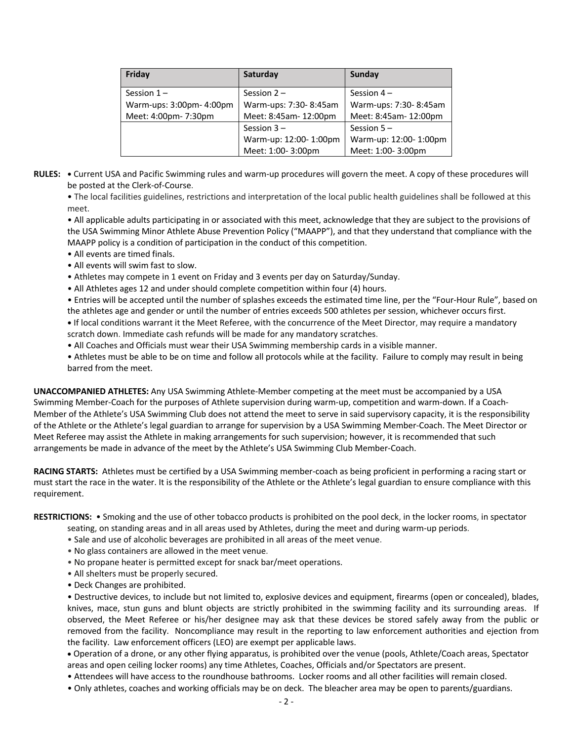| Friday | Saturday | Sunday |
|---|---|---|
| Session 1 –<br>Warm-ups: 3:00pm- 4:00pm<br>Meet: 4:00pm- 7:30pm | Session 2 –<br>Warm-ups: 7:30- 8:45am<br>Meet: 8:45am- 12:00pm | Session 4 –<br>Warm-ups: 7:30- 8:45am<br>Meet: 8:45am- 12:00pm |
| | Session 3 –<br>Warm-up: 12:00- 1:00pm<br>Meet: 1:00- 3:00pm | Session 5 –<br>Warm-up: 12:00- 1:00pm<br>Meet: 1:00- 3:00pm |

**RULES:** • Current USA and Pacific Swimming rules and warm-up procedures will govern the meet. A copy of these procedures will be posted at the Clerk-of-Course.

• The local facilities guidelines, restrictions and interpretation of the local public health guidelines shall be followed at this meet.

• All applicable adults participating in or associated with this meet, acknowledge that they are subject to the provisions of the USA Swimming Minor Athlete Abuse Prevention Policy ("MAAPP"), and that they understand that compliance with the MAAPP policy is a condition of participation in the conduct of this competition.

• All events are timed finals.

• All events will swim fast to slow.

• Athletes may compete in 1 event on Friday and 3 events per day on Saturday/Sunday.

• All Athletes ages 12 and under should complete competition within four (4) hours.

• Entries will be accepted until the number of splashes exceeds the estimated time line, per the "Four-Hour Rule", based on the athletes age and gender or until the number of entries exceeds 500 athletes per session, whichever occurs first.

• If local conditions warrant it the Meet Referee, with the concurrence of the Meet Director, may require a mandatory scratch down. Immediate cash refunds will be made for any mandatory scratches.

• All Coaches and Officials must wear their USA Swimming membership cards in a visible manner.

• Athletes must be able to be on time and follow all protocols while at the facility. Failure to comply may result in being barred from the meet.

**UNACCOMPANIED ATHLETES:** Any USA Swimming Athlete-Member competing at the meet must be accompanied by a USA Swimming Member-Coach for the purposes of Athlete supervision during warm-up, competition and warm-down. If a Coach-Member of the Athlete's USA Swimming Club does not attend the meet to serve in said supervisory capacity, it is the responsibility of the Athlete or the Athlete's legal guardian to arrange for supervision by a USA Swimming Member-Coach. The Meet Director or Meet Referee may assist the Athlete in making arrangements for such supervision; however, it is recommended that such arrangements be made in advance of the meet by the Athlete's USA Swimming Club Member-Coach.

**RACING STARTS:** Athletes must be certified by a USA Swimming member-coach as being proficient in performing a racing start or must start the race in the water. It is the responsibility of the Athlete or the Athlete's legal guardian to ensure compliance with this requirement.

**RESTRICTIONS:** • Smoking and the use of other tobacco products is prohibited on the pool deck, in the locker rooms, in spectator seating, on standing areas and in all areas used by Athletes, during the meet and during warm-up periods.

• Sale and use of alcoholic beverages are prohibited in all areas of the meet venue.

• No glass containers are allowed in the meet venue.

• No propane heater is permitted except for snack bar/meet operations.

• All shelters must be properly secured.

• Deck Changes are prohibited.

• Destructive devices, to include but not limited to, explosive devices and equipment, firearms (open or concealed), blades, knives, mace, stun guns and blunt objects are strictly prohibited in the swimming facility and its surrounding areas. If observed, the Meet Referee or his/her designee may ask that these devices be stored safely away from the public or removed from the facility. Noncompliance may result in the reporting to law enforcement authorities and ejection from the facility. Law enforcement officers (LEO) are exempt per applicable laws.

• Operation of a drone, or any other flying apparatus, is prohibited over the venue (pools, Athlete/Coach areas, Spectator areas and open ceiling locker rooms) any time Athletes, Coaches, Officials and/or Spectators are present.

• Attendees will have access to the roundhouse bathrooms. Locker rooms and all other facilities will remain closed.

• Only athletes, coaches and working officials may be on deck. The bleacher area may be open to parents/guardians.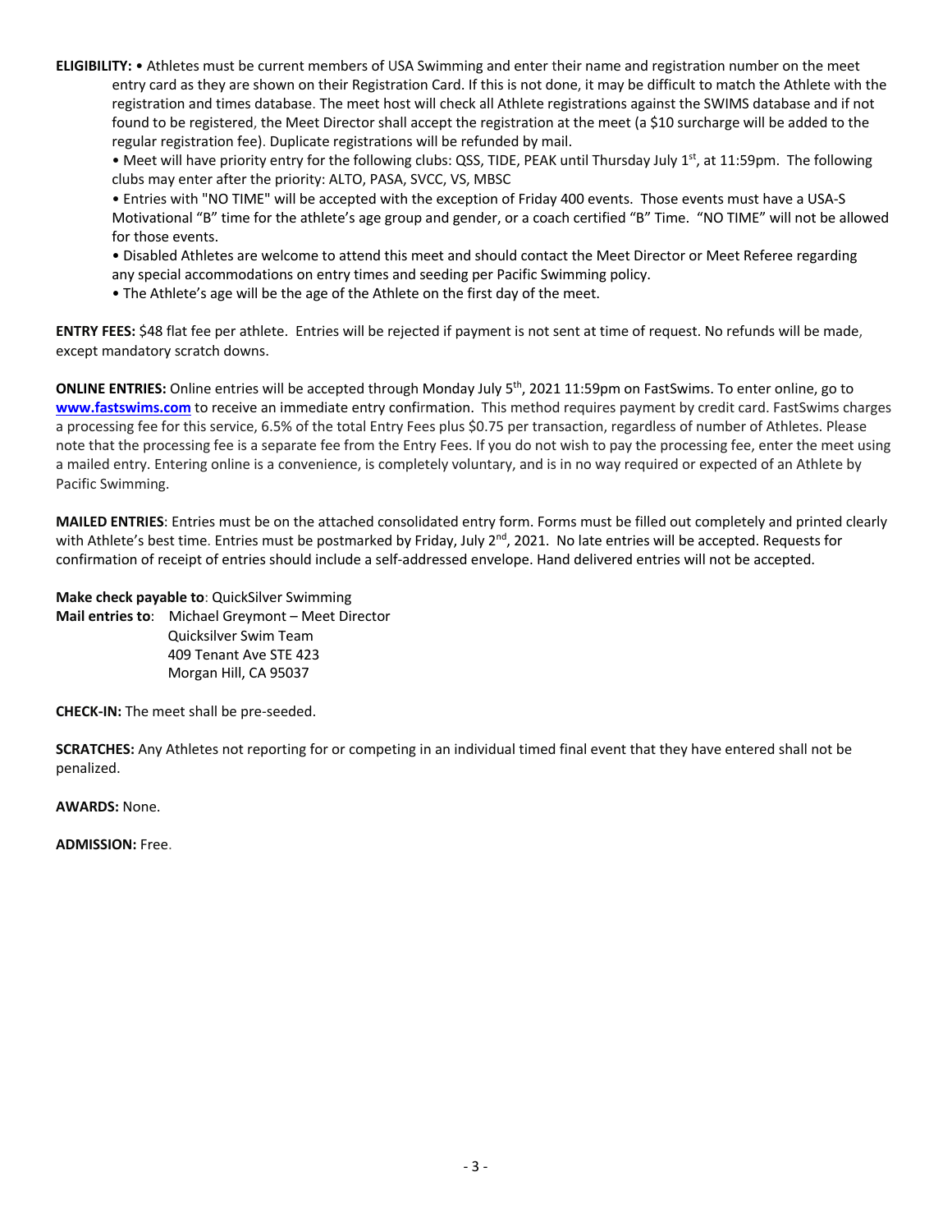**ELIGIBILITY:** • Athletes must be current members of USA Swimming and enter their name and registration number on the meet entry card as they are shown on their Registration Card. If this is not done, it may be difficult to match the Athlete with the registration and times database. The meet host will check all Athlete registrations against the SWIMS database and if not found to be registered, the Meet Director shall accept the registration at the meet (a $10 surcharge will be added to the regular registration fee). Duplicate registrations will be refunded by mail.

• Meet will have priority entry for the following clubs: QSS, TIDE, PEAK until Thursday July 1st, at 11:59pm. The following clubs may enter after the priority: ALTO, PASA, SVCC, VS, MBSC

• Entries with "NO TIME" will be accepted with the exception of Friday 400 events. Those events must have a USA-S Motivational "B" time for the athlete's age group and gender, or a coach certified "B" Time. "NO TIME" will not be allowed for those events.

• Disabled Athletes are welcome to attend this meet and should contact the Meet Director or Meet Referee regarding any special accommodations on entry times and seeding per Pacific Swimming policy.

• The Athlete's age will be the age of the Athlete on the first day of the meet.

**ENTRY FEES:** $48 flat fee per athlete. Entries will be rejected if payment is not sent at time of request. No refunds will be made, except mandatory scratch downs.

**ONLINE ENTRIES:** Online entries will be accepted through Monday July 5th, 2021 11:59pm on FastSwims. To enter online, go to **www.fastswims.com** to receive an immediate entry confirmation. This method requires payment by credit card. FastSwims charges a processing fee for this service, 6.5% of the total Entry Fees plus $0.75 per transaction, regardless of number of Athletes. Please note that the processing fee is a separate fee from the Entry Fees. If you do not wish to pay the processing fee, enter the meet using a mailed entry. Entering online is a convenience, is completely voluntary, and is in no way required or expected of an Athlete by Pacific Swimming.

**MAILED ENTRIES**: Entries must be on the attached consolidated entry form. Forms must be filled out completely and printed clearly with Athlete's best time. Entries must be postmarked by Friday, July 2nd, 2021. No late entries will be accepted. Requests for confirmation of receipt of entries should include a self-addressed envelope. Hand delivered entries will not be accepted.

**Make check payable to**: QuickSilver Swimming

**Mail entries to**: Michael Greymont – Meet Director
Quicksilver Swim Team
409 Tenant Ave STE 423
Morgan Hill, CA 95037

**CHECK-IN:** The meet shall be pre-seeded.

**SCRATCHES:** Any Athletes not reporting for or competing in an individual timed final event that they have entered shall not be penalized.

**AWARDS:** None.

**ADMISSION:** Free.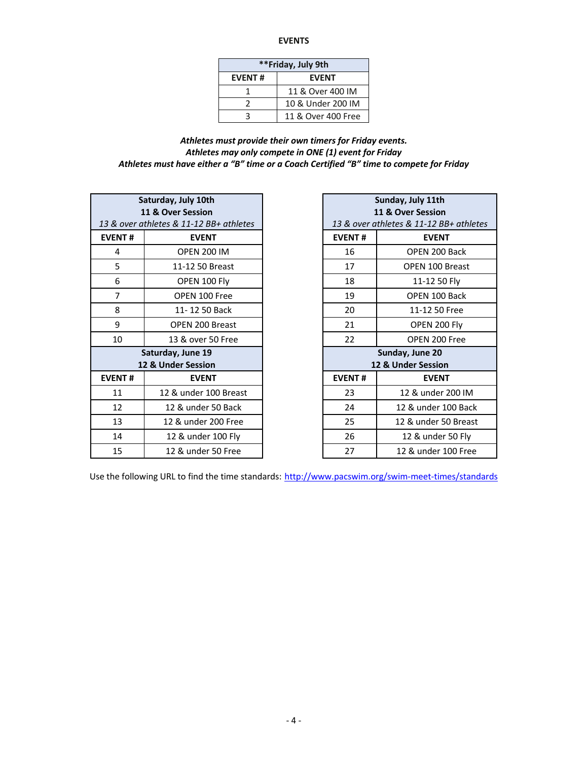## EVENTS

| **Friday, July 9th | |
|---|---|
| **EVENT #** | **EVENT** |
| 1 | 11 & Over 400 IM |
| 2 | 10 & Under 200 IM |
| 3 | 11 & Over 400 Free |

***Athletes must provide their own timers for Friday events.***
***Athletes may only compete in ONE (1) event for Friday***
***Athletes must have either a "B" time or a Coach Certified "B" time to compete for Friday***

| **Saturday, July 10th** **11 & Over Session** *13 & over athletes & 11-12 BB+ athletes* | |
|---|---|
| **EVENT #** | **EVENT** |
| 4 | OPEN 200 IM |
| 5 | 11-12 50 Breast |
| 6 | OPEN 100 Fly |
| 7 | OPEN 100 Free |
| 8 | 11- 12 50 Back |
| 9 | OPEN 200 Breast |
| 10 | 13 & over 50 Free |
| **Saturday, June 19** **12 & Under Session** | |
| **EVENT #** | **EVENT** |
| 11 | 12 & under 100 Breast |
| 12 | 12 & under 50 Back |
| 13 | 12 & under 200 Free |
| 14 | 12 & under 100 Fly |
| 15 | 12 & under 50 Free |

| **Sunday, July 11th** **11 & Over Session** *13 & over athletes & 11-12 BB+ athletes* | |
|---|---|
| **EVENT #** | **EVENT** |
| 16 | OPEN 200 Back |
| 17 | OPEN 100 Breast |
| 18 | 11-12 50 Fly |
| 19 | OPEN 100 Back |
| 20 | 11-12 50 Free |
| 21 | OPEN 200 Fly |
| 22 | OPEN 200 Free |
| **Sunday, June 20** **12 & Under Session** | |
| **EVENT #** | **EVENT** |
| 23 | 12 & under 200 IM |
| 24 | 12 & under 100 Back |
| 25 | 12 & under 50 Breast |
| 26 | 12 & under 50 Fly |
| 27 | 12 & under 100 Free |

Use the following URL to find the time standards: http://www.pacswim.org/swim-meet-times/standards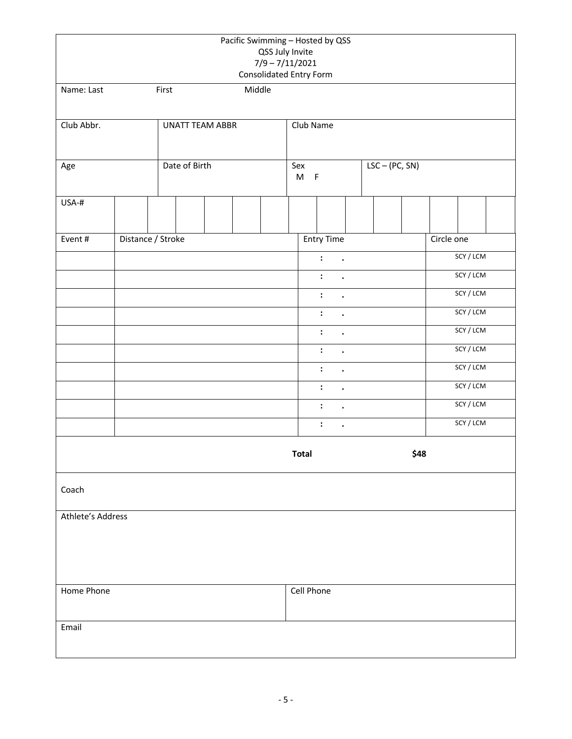Pacific Swimming – Hosted by QSS
QSS July Invite
7/9 – 7/11/2021
Consolidated Entry Form

| | | |
|---|---|---|
| Name: Last | First | Middle |

| | | |
|---|---|---|
| Club Abbr. | UNATT TEAM ABBR | Club Name |

| | | | |
|---|---|---|---|
| Age | Date of Birth | Sex M F | LSC – (PC, SN) |

| | | | | | | | | | | | | | | |
|---|---|---|---|---|---|---|---|---|---|---|---|---|---|---|
| USA-# | | | | | | | | | | | | | | |

| Event # | Distance / Stroke | Entry Time | Circle one |
|---|---|---|---|
| | | : . | SCY / LCM |
| | | : . | SCY / LCM |
| | | : . | SCY / LCM |
| | | : . | SCY / LCM |
| | | : . | SCY / LCM |
| | | : . | SCY / LCM |
| | | : . | SCY / LCM |
| | | : . | SCY / LCM |
| | | : . | SCY / LCM |
| | | : . | SCY / LCM |
| | | **Total** | **$48** |

Coach

Athlete's Address

| | |
|---|---|
| Home Phone | Cell Phone |

Email